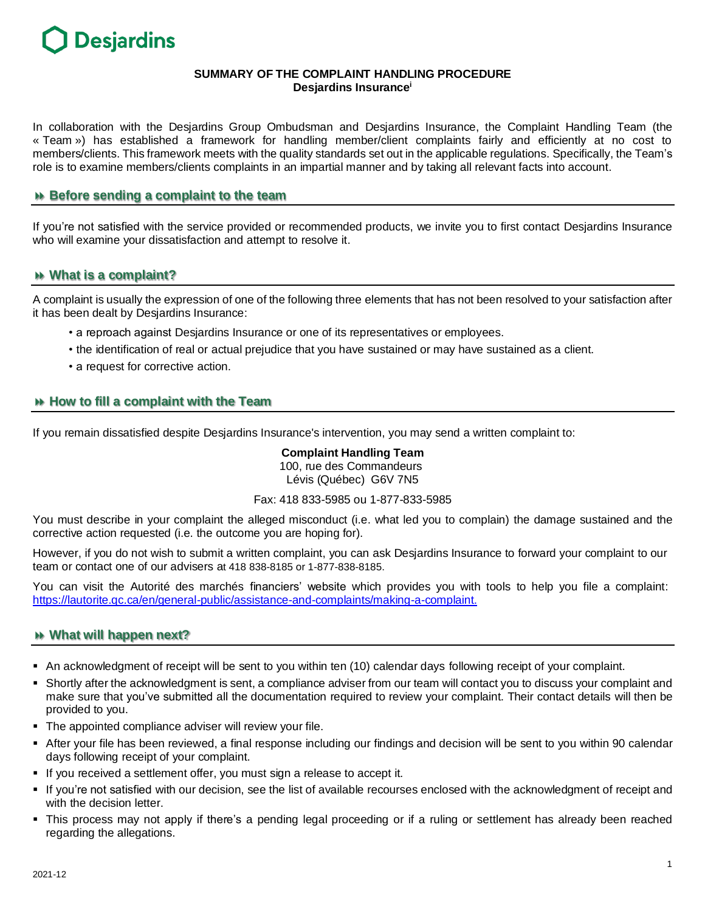Desjardins

# SUMMARY OF THE COMPLAINT HANDLING PROCEDURE

**Desjardins Insurance[i]**

In collaboration with the Desjardins Group Ombudsman and Desjardins Insurance, the Complaint Handling Team (the « Team ») has established a framework for handling member/client complaints fairly and efficiently at no cost to members/clients. This framework meets with the quality standards set out in the applicable regulations. Specifically, the Team's role is to examine members/clients complaints in an impartial manner and by taking all relevant facts into account.

## Before sending a complaint to the team

If you're not satisfied with the service provided or recommended products, we invite you to first contact Desjardins Insurance who will examine your dissatisfaction and attempt to resolve it.

## What is a complaint?

A complaint is usually the expression of one of the following three elements that has not been resolved to your satisfaction after it has been dealt by Desjardins Insurance:

- a reproach against Desjardins Insurance or one of its representatives or employees.
- the identification of real or actual prejudice that you have sustained or may have sustained as a client.
- a request for corrective action.

## How to fill a complaint with the Team

If you remain dissatisfied despite Desjardins Insurance's intervention, you may send a written complaint to:

**Complaint Handling Team**
100, rue des Commandeurs
Lévis (Québec) G6V 7N5

Fax: 418 833-5985 ou 1-877-833-5985

You must describe in your complaint the alleged misconduct (i.e. what led you to complain) the damage sustained and the corrective action requested (i.e. the outcome you are hoping for).

However, if you do not wish to submit a written complaint, you can ask Desjardins Insurance to forward your complaint to our team or contact one of our advisers at 418 838-8185 or 1-877-838-8185.

You can visit the Autorité des marchés financiers' website which provides you with tools to help you file a complaint: https://lautorite.qc.ca/en/general-public/assistance-and-complaints/making-a-complaint.

## What will happen next?

- An acknowledgment of receipt will be sent to you within ten (10) calendar days following receipt of your complaint.
- Shortly after the acknowledgment is sent, a compliance adviser from our team will contact you to discuss your complaint and make sure that you've submitted all the documentation required to review your complaint. Their contact details will then be provided to you.
- The appointed compliance adviser will review your file.
- After your file has been reviewed, a final response including our findings and decision will be sent to you within 90 calendar days following receipt of your complaint.
- If you received a settlement offer, you must sign a release to accept it.
- If you're not satisfied with our decision, see the list of available recourses enclosed with the acknowledgment of receipt and with the decision letter.
- This process may not apply if there's a pending legal proceeding or if a ruling or settlement has already been reached regarding the allegations.

2021-12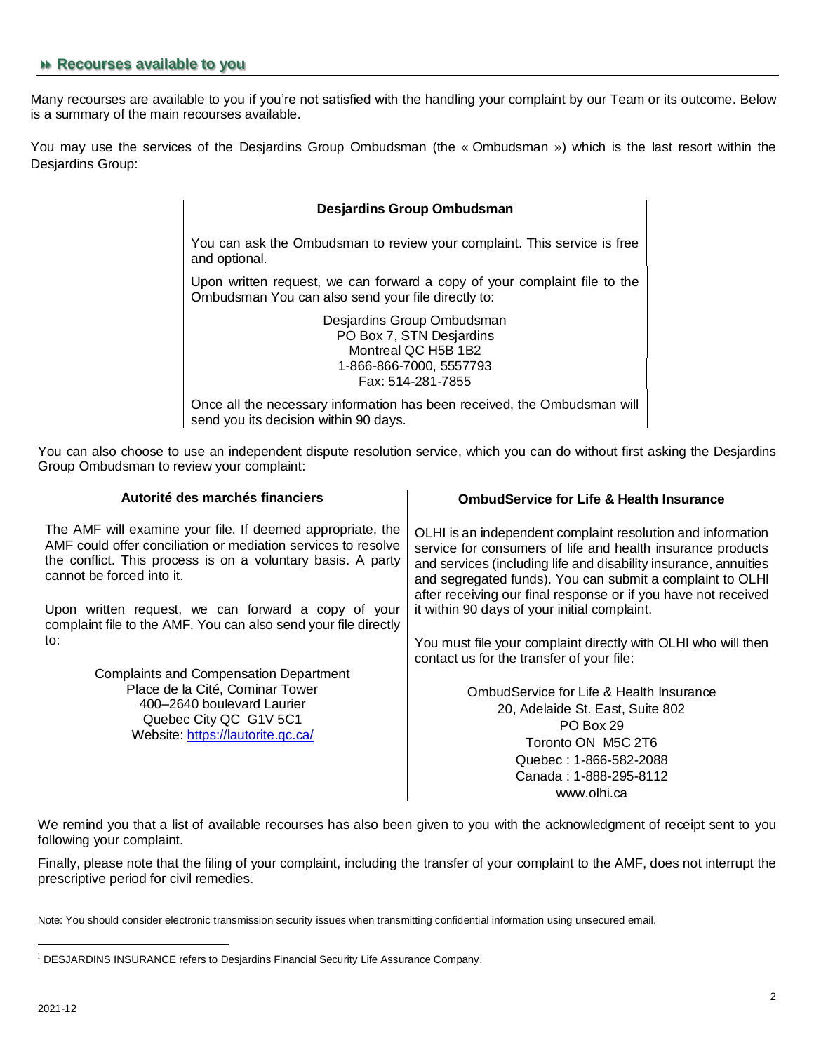## ⏩ Recourses available to you

Many recourses are available to you if you're not satisfied with the handling your complaint by our Team or its outcome. Below is a summary of the main recourses available.

You may use the services of the Desjardins Group Ombudsman (the « Ombudsman ») which is the last resort within the Desjardins Group:

**Desjardins Group Ombudsman**

You can ask the Ombudsman to review your complaint. This service is free and optional.

Upon written request, we can forward a copy of your complaint file to the Ombudsman You can also send your file directly to:

Desjardins Group Ombudsman
PO Box 7, STN Desjardins
Montreal QC H5B 1B2
1-866-866-7000, 5557793
Fax: 514-281-7855

Once all the necessary information has been received, the Ombudsman will send you its decision within 90 days.

You can also choose to use an independent dispute resolution service, which you can do without first asking the Desjardins Group Ombudsman to review your complaint:

**Autorité des marchés financiers**

The AMF will examine your file. If deemed appropriate, the AMF could offer conciliation or mediation services to resolve the conflict. This process is on a voluntary basis. A party cannot be forced into it.

Upon written request, we can forward a copy of your complaint file to the AMF. You can also send your file directly to:

Complaints and Compensation Department
Place de la Cité, Cominar Tower
400–2640 boulevard Laurier
Quebec City QC G1V 5C1
Website: https://lautorite.qc.ca/

**OmbudService for Life & Health Insurance**

OLHI is an independent complaint resolution and information service for consumers of life and health insurance products and services (including life and disability insurance, annuities and segregated funds). You can submit a complaint to OLHI after receiving our final response or if you have not received it within 90 days of your initial complaint.

You must file your complaint directly with OLHI who will then contact us for the transfer of your file:

OmbudService for Life & Health Insurance
20, Adelaide St. East, Suite 802
PO Box 29
Toronto ON M5C 2T6
Quebec : 1-866-582-2088
Canada : 1-888-295-8112
www.olhi.ca

We remind you that a list of available recourses has also been given to you with the acknowledgment of receipt sent to you following your complaint.

Finally, please note that the filing of your complaint, including the transfer of your complaint to the AMF, does not interrupt the prescriptive period for civil remedies.

Note: You should consider electronic transmission security issues when transmitting confidential information using unsecured email.

[i] DESJARDINS INSURANCE refers to Desjardins Financial Security Life Assurance Company.

2021-12